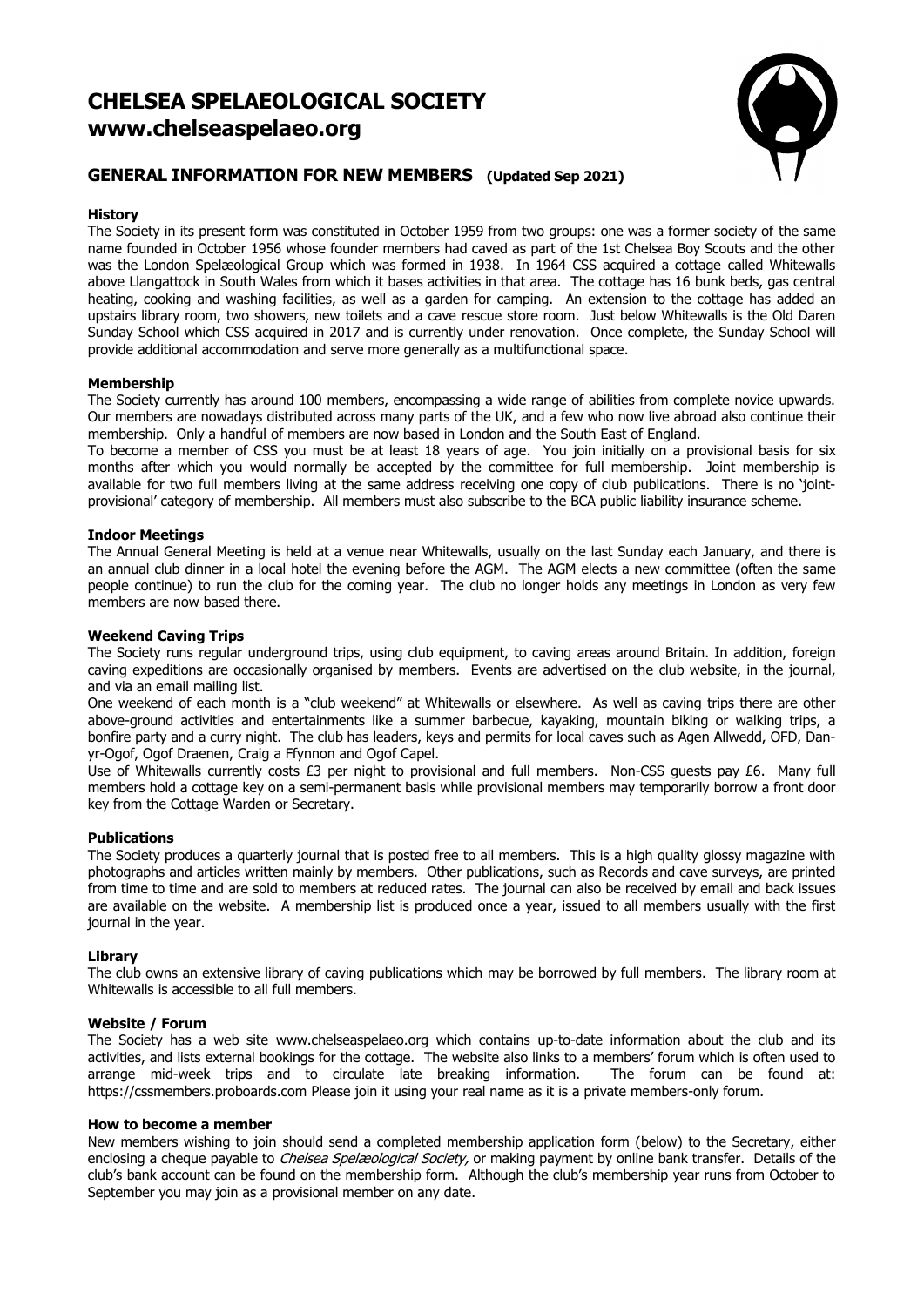# CHELSEA SPELAEOLOGICAL SOCIETY
# www.chelseaspelaeo.org

## GENERAL INFORMATION FOR NEW MEMBERS (Updated Sep 2021)

### History

The Society in its present form was constituted in October 1959 from two groups: one was a former society of the same name founded in October 1956 whose founder members had caved as part of the 1st Chelsea Boy Scouts and the other was the London Spelæological Group which was formed in 1938. In 1964 CSS acquired a cottage called Whitewalls above Llangattock in South Wales from which it bases activities in that area. The cottage has 16 bunk beds, gas central heating, cooking and washing facilities, as well as a garden for camping. An extension to the cottage has added an upstairs library room, two showers, new toilets and a cave rescue store room. Just below Whitewalls is the Old Daren Sunday School which CSS acquired in 2017 and is currently under renovation. Once complete, the Sunday School will provide additional accommodation and serve more generally as a multifunctional space.

### Membership

The Society currently has around 100 members, encompassing a wide range of abilities from complete novice upwards. Our members are nowadays distributed across many parts of the UK, and a few who now live abroad also continue their membership. Only a handful of members are now based in London and the South East of England.

To become a member of CSS you must be at least 18 years of age. You join initially on a provisional basis for six months after which you would normally be accepted by the committee for full membership. Joint membership is available for two full members living at the same address receiving one copy of club publications. There is no 'joint-provisional' category of membership. All members must also subscribe to the BCA public liability insurance scheme.

### Indoor Meetings

The Annual General Meeting is held at a venue near Whitewalls, usually on the last Sunday each January, and there is an annual club dinner in a local hotel the evening before the AGM. The AGM elects a new committee (often the same people continue) to run the club for the coming year. The club no longer holds any meetings in London as very few members are now based there.

### Weekend Caving Trips

The Society runs regular underground trips, using club equipment, to caving areas around Britain. In addition, foreign caving expeditions are occasionally organised by members. Events are advertised on the club website, in the journal, and via an email mailing list.

One weekend of each month is a "club weekend" at Whitewalls or elsewhere. As well as caving trips there are other above-ground activities and entertainments like a summer barbecue, kayaking, mountain biking or walking trips, a bonfire party and a curry night. The club has leaders, keys and permits for local caves such as Agen Allwedd, OFD, Dan-yr-Ogof, Ogof Draenen, Craig a Ffynnon and Ogof Capel.

Use of Whitewalls currently costs £3 per night to provisional and full members. Non-CSS guests pay £6. Many full members hold a cottage key on a semi-permanent basis while provisional members may temporarily borrow a front door key from the Cottage Warden or Secretary.

### Publications

The Society produces a quarterly journal that is posted free to all members. This is a high quality glossy magazine with photographs and articles written mainly by members. Other publications, such as Records and cave surveys, are printed from time to time and are sold to members at reduced rates. The journal can also be received by email and back issues are available on the website. A membership list is produced once a year, issued to all members usually with the first journal in the year.

### Library

The club owns an extensive library of caving publications which may be borrowed by full members. The library room at Whitewalls is accessible to all full members.

### Website / Forum

The Society has a web site www.chelseaspelaeo.org which contains up-to-date information about the club and its activities, and lists external bookings for the cottage. The website also links to a members' forum which is often used to arrange mid-week trips and to circulate late breaking information. The forum can be found at: https://cssmembers.proboards.com Please join it using your real name as it is a private members-only forum.

### How to become a member

New members wishing to join should send a completed membership application form (below) to the Secretary, either enclosing a cheque payable to *Chelsea Spelæological Society,* or making payment by online bank transfer. Details of the club's bank account can be found on the membership form. Although the club's membership year runs from October to September you may join as a provisional member on any date.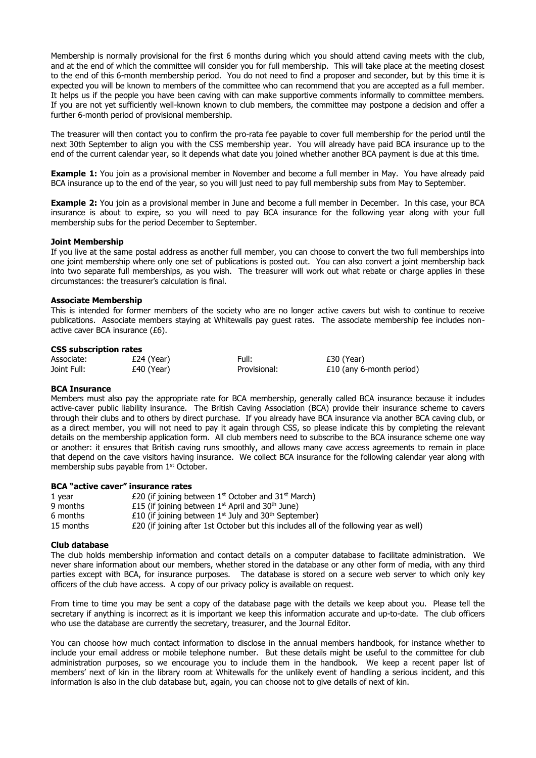Membership is normally provisional for the first 6 months during which you should attend caving meets with the club, and at the end of which the committee will consider you for full membership. This will take place at the meeting closest to the end of this 6-month membership period. You do not need to find a proposer and seconder, but by this time it is expected you will be known to members of the committee who can recommend that you are accepted as a full member. It helps us if the people you have been caving with can make supportive comments informally to committee members. If you are not yet sufficiently well-known known to club members, the committee may postpone a decision and offer a further 6-month period of provisional membership.

The treasurer will then contact you to confirm the pro-rata fee payable to cover full membership for the period until the next 30th September to align you with the CSS membership year. You will already have paid BCA insurance up to the end of the current calendar year, so it depends what date you joined whether another BCA payment is due at this time.

**Example 1:** You join as a provisional member in November and become a full member in May. You have already paid BCA insurance up to the end of the year, so you will just need to pay full membership subs from May to September.

**Example 2:** You join as a provisional member in June and become a full member in December. In this case, your BCA insurance is about to expire, so you will need to pay BCA insurance for the following year along with your full membership subs for the period December to September.

### Joint Membership

If you live at the same postal address as another full member, you can choose to convert the two full memberships into one joint membership where only one set of publications is posted out. You can also convert a joint membership back into two separate full memberships, as you wish. The treasurer will work out what rebate or charge applies in these circumstances: the treasurer's calculation is final.

### Associate Membership

This is intended for former members of the society who are no longer active cavers but wish to continue to receive publications. Associate members staying at Whitewalls pay guest rates. The associate membership fee includes non-active caver BCA insurance (£6).

### CSS subscription rates

| | | | |
|---|---|---|---|
| Associate: | £24 (Year) | Full: | £30 (Year) |
| Joint Full: | £40 (Year) | Provisional: | £10 (any 6-month period) |

### BCA Insurance

Members must also pay the appropriate rate for BCA membership, generally called BCA insurance because it includes active-caver public liability insurance. The British Caving Association (BCA) provide their insurance scheme to cavers through their clubs and to others by direct purchase. If you already have BCA insurance via another BCA caving club, or as a direct member, you will not need to pay it again through CSS, so please indicate this by completing the relevant details on the membership application form. All club members need to subscribe to the BCA insurance scheme one way or another: it ensures that British caving runs smoothly, and allows many cave access agreements to remain in place that depend on the cave visitors having insurance. We collect BCA insurance for the following calendar year along with membership subs payable from 1st October.

### BCA "active caver" insurance rates

| | |
|---|---|
| 1 year | £20 (if joining between 1st October and 31st March) |
| 9 months | £15 (if joining between 1st April and 30th June) |
| 6 months | £10 (if joining between 1st July and 30th September) |
| 15 months | £20 (if joining after 1st October but this includes all of the following year as well) |

### Club database

The club holds membership information and contact details on a computer database to facilitate administration. We never share information about our members, whether stored in the database or any other form of media, with any third parties except with BCA, for insurance purposes. The database is stored on a secure web server to which only key officers of the club have access. A copy of our privacy policy is available on request.

From time to time you may be sent a copy of the database page with the details we keep about you. Please tell the secretary if anything is incorrect as it is important we keep this information accurate and up-to-date. The club officers who use the database are currently the secretary, treasurer, and the Journal Editor.

You can choose how much contact information to disclose in the annual members handbook, for instance whether to include your email address or mobile telephone number. But these details might be useful to the committee for club administration purposes, so we encourage you to include them in the handbook. We keep a recent paper list of members' next of kin in the library room at Whitewalls for the unlikely event of handling a serious incident, and this information is also in the club database but, again, you can choose not to give details of next of kin.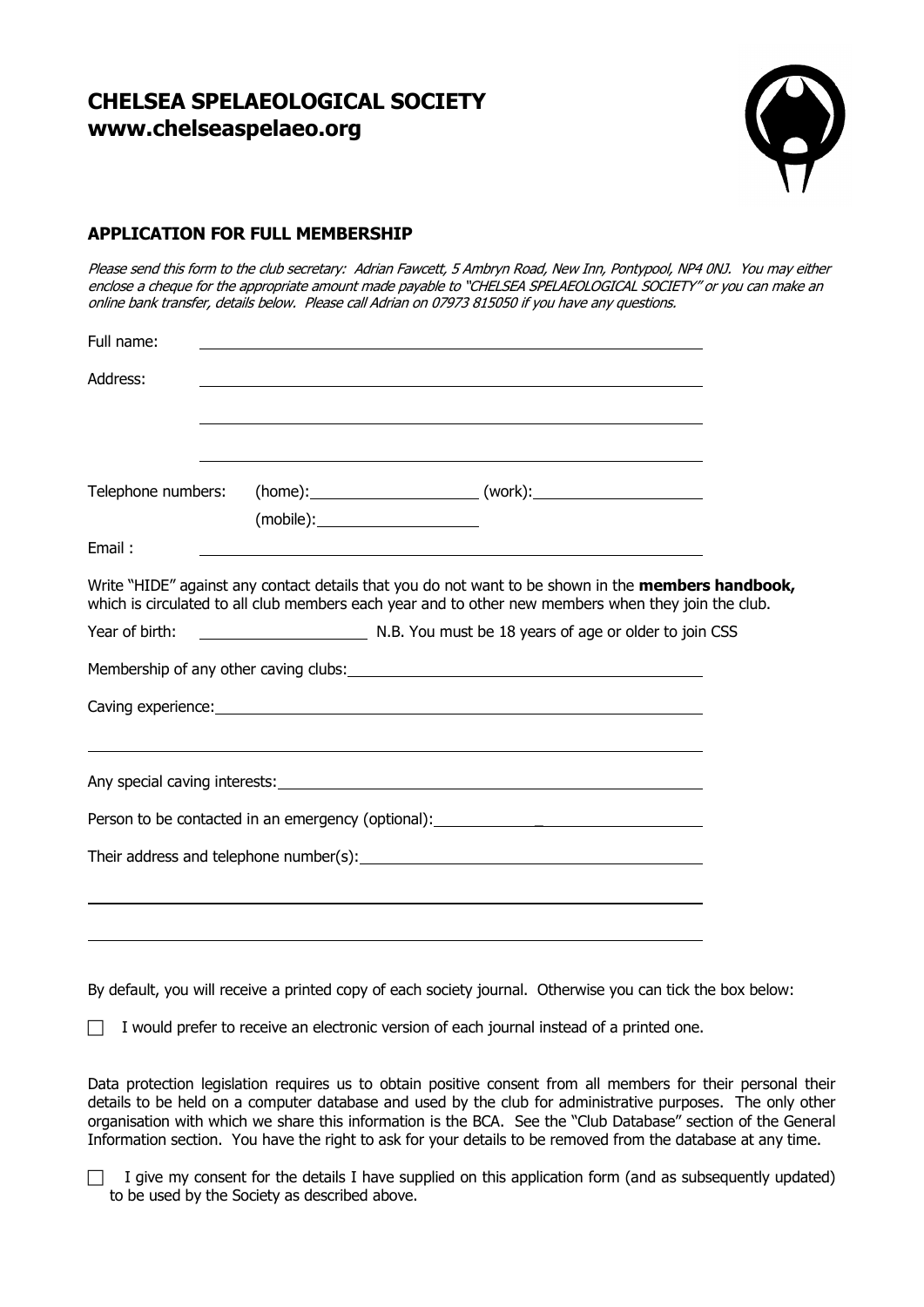# CHELSEA SPELAEOLOGICAL SOCIETY
## www.chelseaspelaeo.org

### APPLICATION FOR FULL MEMBERSHIP

*Please send this form to the club secretary: Adrian Fawcett, 5 Ambryn Road, New Inn, Pontypool, NP4 0NJ. You may either enclose a cheque for the appropriate amount made payable to "CHELSEA SPELAEOLOGICAL SOCIETY" or you can make an online bank transfer, details below. Please call Adrian on 07973 815050 if you have any questions.*

Full name: ______________________________

Address: ______________________________

______________________________

______________________________

Telephone numbers: (home): ______________ (work): ______________

(mobile): ______________

Email : ______________________________

Write "HIDE" against any contact details that you do not want to be shown in the **members handbook,** which is circulated to all club members each year and to other new members when they join the club.

Year of birth: ______________ N.B. You must be 18 years of age or older to join CSS

Membership of any other caving clubs: ______________________________

Caving experience: ______________________________

______________________________

Any special caving interests: ______________________________

Person to be contacted in an emergency (optional): ______________________________

Their address and telephone number(s): ______________________________

______________________________

______________________________

By default, you will receive a printed copy of each society journal. Otherwise you can tick the box below:

☐ I would prefer to receive an electronic version of each journal instead of a printed one.

Data protection legislation requires us to obtain positive consent from all members for their personal their details to be held on a computer database and used by the club for administrative purposes. The only other organisation with which we share this information is the BCA. See the "Club Database" section of the General Information section. You have the right to ask for your details to be removed from the database at any time.

☐ I give my consent for the details I have supplied on this application form (and as subsequently updated) to be used by the Society as described above.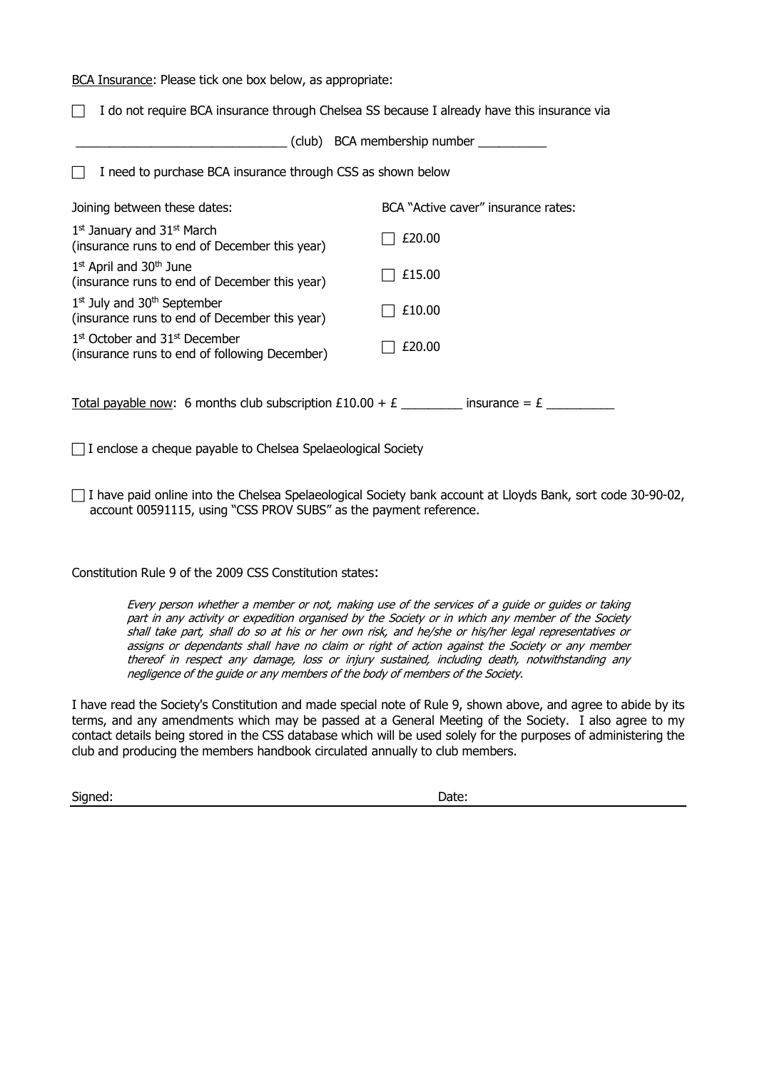BCA Insurance: Please tick one box below, as appropriate:

☐ I do not require BCA insurance through Chelsea SS because I already have this insurance via

_______________________________ (club) BCA membership number __________

☐ I need to purchase BCA insurance through CSS as shown below

| Joining between these dates: | BCA "Active caver" insurance rates: |
| --- | --- |
| 1st January and 31st March (insurance runs to end of December this year) | ☐ £20.00 |
| 1st April and 30th June (insurance runs to end of December this year) | ☐ £15.00 |
| 1st July and 30th September (insurance runs to end of December this year) | ☐ £10.00 |
| 1st October and 31st December (insurance runs to end of following December) | ☐ £20.00 |

Total payable now: 6 months club subscription £10.00 + £ _________ insurance = £ __________

☐ I enclose a cheque payable to Chelsea Spelaeological Society

☐ I have paid online into the Chelsea Spelaeological Society bank account at Lloyds Bank, sort code 30-90-02, account 00591115, using "CSS PROV SUBS" as the payment reference.

Constitution Rule 9 of the 2009 CSS Constitution states:

> *Every person whether a member or not, making use of the services of a guide or guides or taking part in any activity or expedition organised by the Society or in which any member of the Society shall take part, shall do so at his or her own risk, and he/she or his/her legal representatives or assigns or dependants shall have no claim or right of action against the Society or any member thereof in respect any damage, loss or injury sustained, including death, notwithstanding any negligence of the guide or any members of the body of members of the Society.*

I have read the Society's Constitution and made special note of Rule 9, shown above, and agree to abide by its terms, and any amendments which may be passed at a General Meeting of the Society. I also agree to my contact details being stored in the CSS database which will be used solely for the purposes of administering the club and producing the members handbook circulated annually to club members.

Signed: Date: